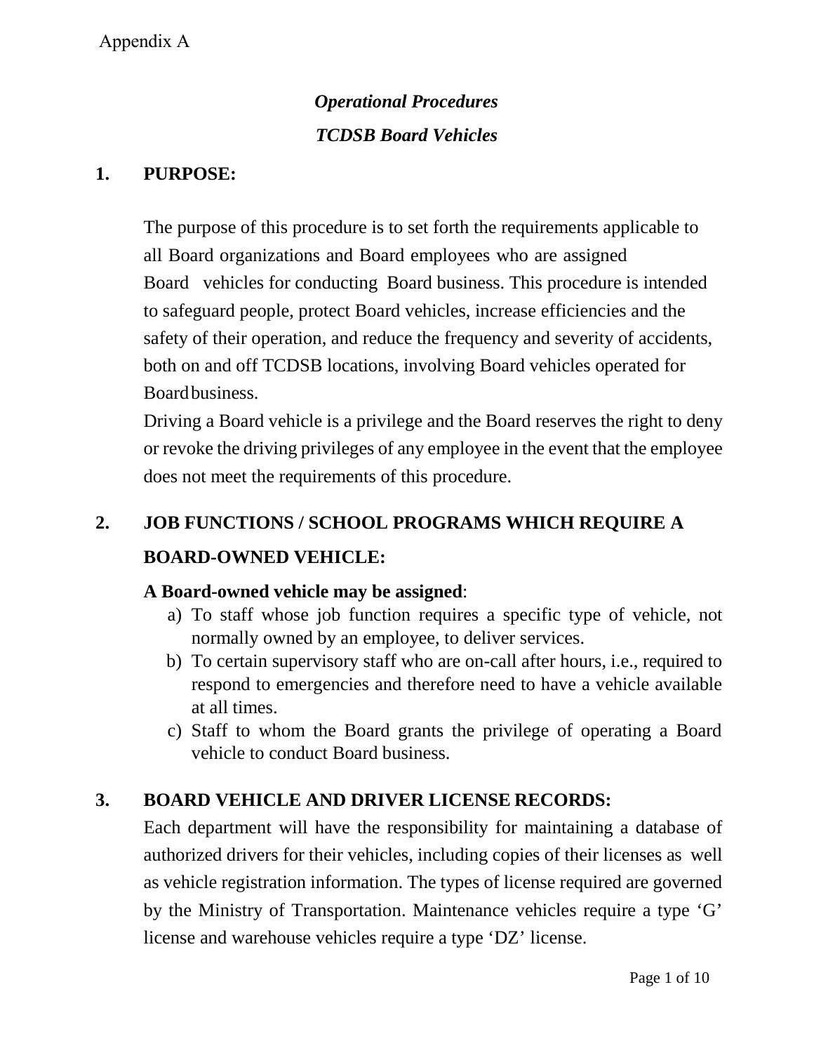Appendix A

# *Operational Procedures*
# *TCDSB Board Vehicles*

## 1. PURPOSE:

The purpose of this procedure is to set forth the requirements applicable to all Board organizations and Board employees who are assigned Board vehicles for conducting Board business. This procedure is intended to safeguard people, protect Board vehicles, increase efficiencies and the safety of their operation, and reduce the frequency and severity of accidents, both on and off TCDSB locations, involving Board vehicles operated for Board business.

Driving a Board vehicle is a privilege and the Board reserves the right to deny or revoke the driving privileges of any employee in the event that the employee does not meet the requirements of this procedure.

## 2. JOB FUNCTIONS / SCHOOL PROGRAMS WHICH REQUIRE A BOARD-OWNED VEHICLE:

**A Board-owned vehicle may be assigned**:

a) To staff whose job function requires a specific type of vehicle, not normally owned by an employee, to deliver services.
b) To certain supervisory staff who are on-call after hours, i.e., required to respond to emergencies and therefore need to have a vehicle available at all times.
c) Staff to whom the Board grants the privilege of operating a Board vehicle to conduct Board business.

## 3. BOARD VEHICLE AND DRIVER LICENSE RECORDS:

Each department will have the responsibility for maintaining a database of authorized drivers for their vehicles, including copies of their licenses as well as vehicle registration information. The types of license required are governed by the Ministry of Transportation. Maintenance vehicles require a type 'G' license and warehouse vehicles require a type 'DZ' license.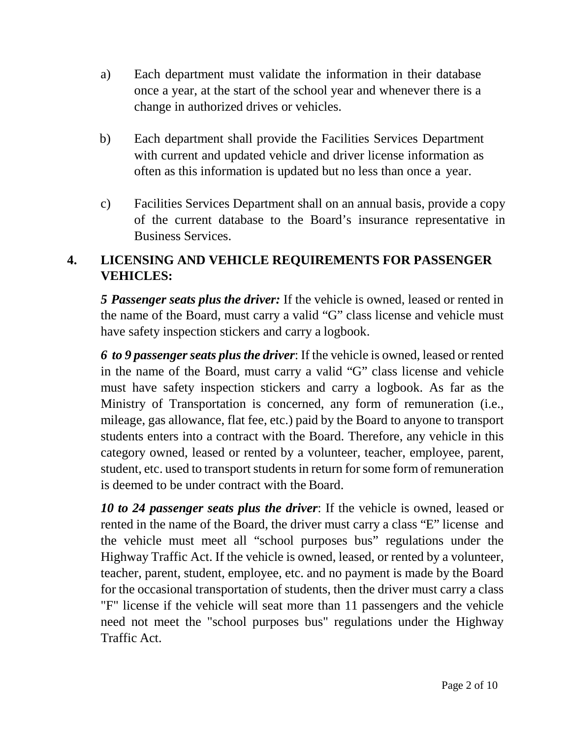a) Each department must validate the information in their database once a year, at the start of the school year and whenever there is a change in authorized drives or vehicles.

b) Each department shall provide the Facilities Services Department with current and updated vehicle and driver license information as often as this information is updated but no less than once a year.

c) Facilities Services Department shall on an annual basis, provide a copy of the current database to the Board's insurance representative in Business Services.

## 4. LICENSING AND VEHICLE REQUIREMENTS FOR PASSENGER VEHICLES:

***5 Passenger seats plus the driver:*** If the vehicle is owned, leased or rented in the name of the Board, must carry a valid "G" class license and vehicle must have safety inspection stickers and carry a logbook.

***6 to 9 passenger seats plus the driver***: If the vehicle is owned, leased or rented in the name of the Board, must carry a valid "G" class license and vehicle must have safety inspection stickers and carry a logbook. As far as the Ministry of Transportation is concerned, any form of remuneration (i.e., mileage, gas allowance, flat fee, etc.) paid by the Board to anyone to transport students enters into a contract with the Board. Therefore, any vehicle in this category owned, leased or rented by a volunteer, teacher, employee, parent, student, etc. used to transport students in return for some form of remuneration is deemed to be under contract with the Board.

***10 to 24 passenger seats plus the driver***: If the vehicle is owned, leased or rented in the name of the Board, the driver must carry a class "E" license and the vehicle must meet all "school purposes bus" regulations under the Highway Traffic Act. If the vehicle is owned, leased, or rented by a volunteer, teacher, parent, student, employee, etc. and no payment is made by the Board for the occasional transportation of students, then the driver must carry a class "F" license if the vehicle will seat more than 11 passengers and the vehicle need not meet the "school purposes bus" regulations under the Highway Traffic Act.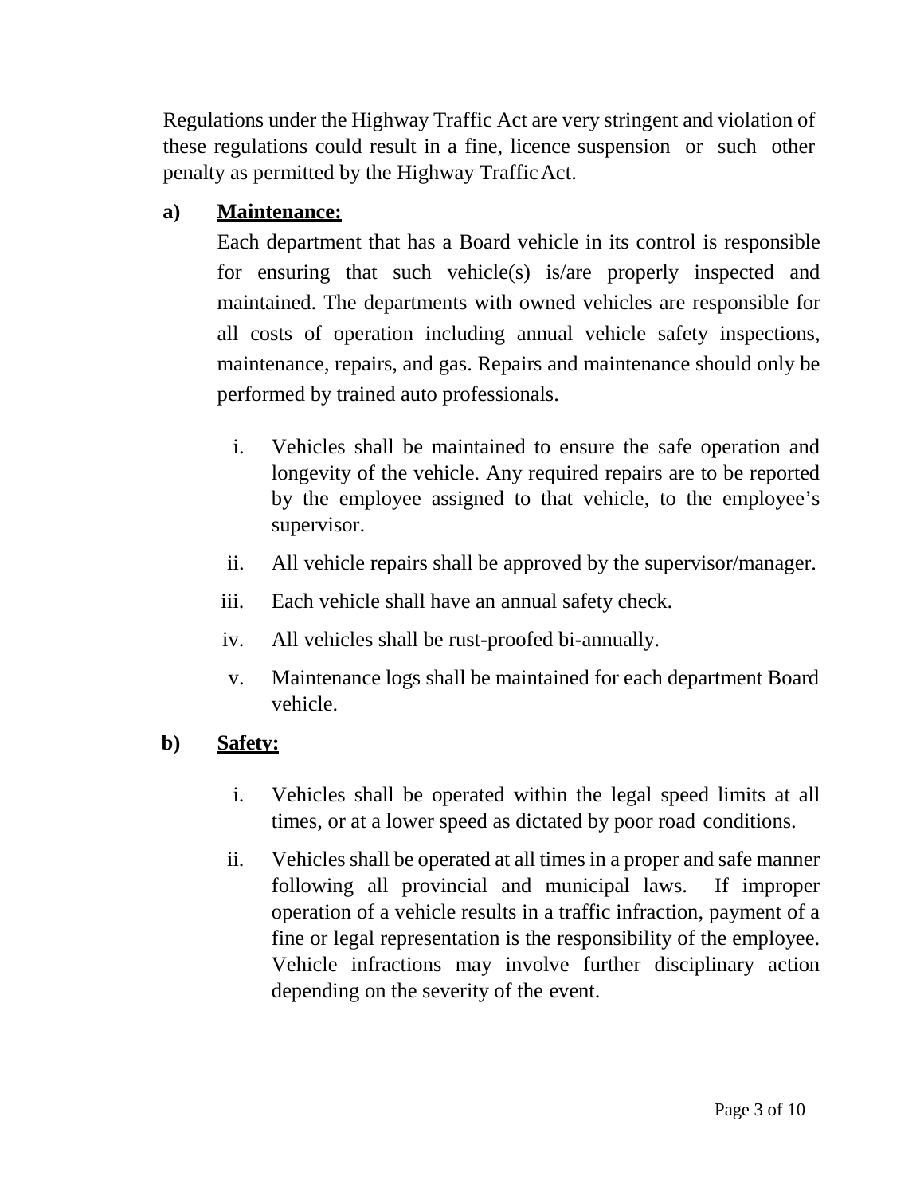Regulations under the Highway Traffic Act are very stringent and violation of these regulations could result in a fine, licence suspension or such other penalty as permitted by the Highway Traffic Act.

**a) <u>Maintenance:</u>**

Each department that has a Board vehicle in its control is responsible for ensuring that such vehicle(s) is/are properly inspected and maintained. The departments with owned vehicles are responsible for all costs of operation including annual vehicle safety inspections, maintenance, repairs, and gas. Repairs and maintenance should only be performed by trained auto professionals.

i. Vehicles shall be maintained to ensure the safe operation and longevity of the vehicle. Any required repairs are to be reported by the employee assigned to that vehicle, to the employee's supervisor.

ii. All vehicle repairs shall be approved by the supervisor/manager.

iii. Each vehicle shall have an annual safety check.

iv. All vehicles shall be rust-proofed bi-annually.

v. Maintenance logs shall be maintained for each department Board vehicle.

**b) <u>Safety:</u>**

i. Vehicles shall be operated within the legal speed limits at all times, or at a lower speed as dictated by poor road conditions.

ii. Vehicles shall be operated at all times in a proper and safe manner following all provincial and municipal laws. If improper operation of a vehicle results in a traffic infraction, payment of a fine or legal representation is the responsibility of the employee. Vehicle infractions may involve further disciplinary action depending on the severity of the event.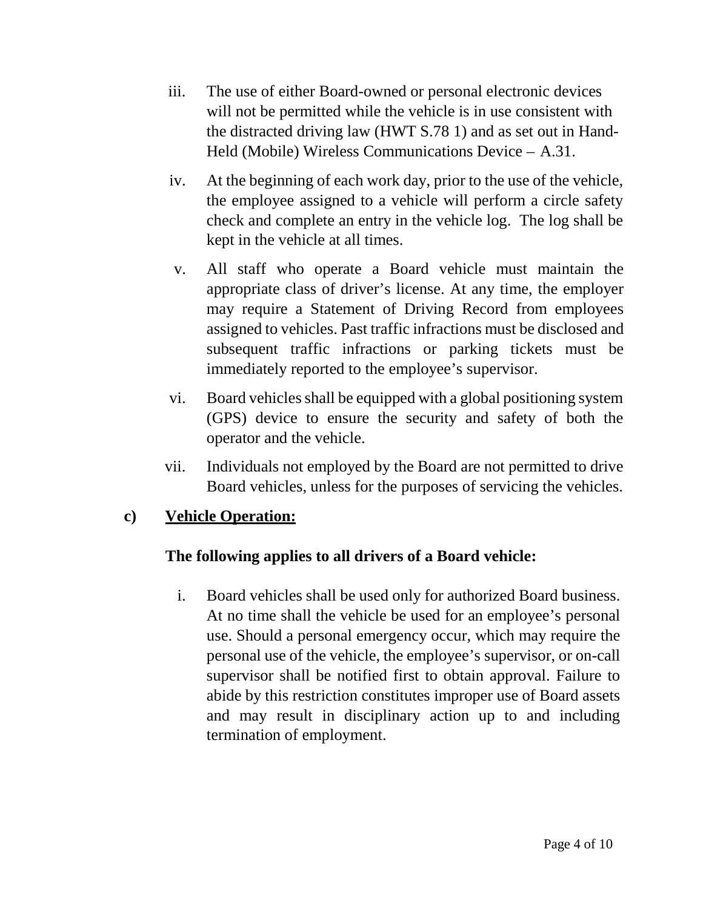iii. The use of either Board-owned or personal electronic devices will not be permitted while the vehicle is in use consistent with the distracted driving law (HWT S.78 1) and as set out in Hand-Held (Mobile) Wireless Communications Device – A.31.

iv. At the beginning of each work day, prior to the use of the vehicle, the employee assigned to a vehicle will perform a circle safety check and complete an entry in the vehicle log. The log shall be kept in the vehicle at all times.

v. All staff who operate a Board vehicle must maintain the appropriate class of driver's license. At any time, the employer may require a Statement of Driving Record from employees assigned to vehicles. Past traffic infractions must be disclosed and subsequent traffic infractions or parking tickets must be immediately reported to the employee's supervisor.

vi. Board vehicles shall be equipped with a global positioning system (GPS) device to ensure the security and safety of both the operator and the vehicle.

vii. Individuals not employed by the Board are not permitted to drive Board vehicles, unless for the purposes of servicing the vehicles.

**c) <u>Vehicle Operation:</u>**

**The following applies to all drivers of a Board vehicle:**

i. Board vehicles shall be used only for authorized Board business. At no time shall the vehicle be used for an employee's personal use. Should a personal emergency occur, which may require the personal use of the vehicle, the employee's supervisor, or on-call supervisor shall be notified first to obtain approval. Failure to abide by this restriction constitutes improper use of Board assets and may result in disciplinary action up to and including termination of employment.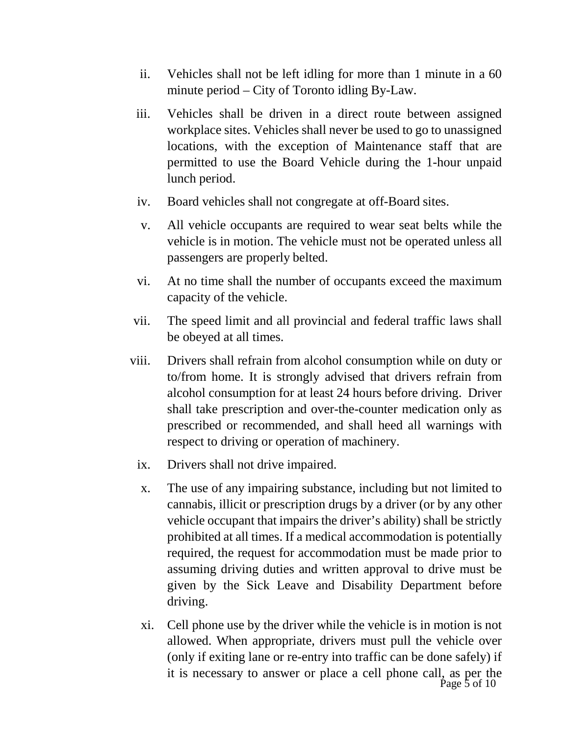ii. Vehicles shall not be left idling for more than 1 minute in a 60 minute period – City of Toronto idling By-Law.

iii. Vehicles shall be driven in a direct route between assigned workplace sites. Vehicles shall never be used to go to unassigned locations, with the exception of Maintenance staff that are permitted to use the Board Vehicle during the 1-hour unpaid lunch period.

iv. Board vehicles shall not congregate at off-Board sites.

v. All vehicle occupants are required to wear seat belts while the vehicle is in motion. The vehicle must not be operated unless all passengers are properly belted.

vi. At no time shall the number of occupants exceed the maximum capacity of the vehicle.

vii. The speed limit and all provincial and federal traffic laws shall be obeyed at all times.

viii. Drivers shall refrain from alcohol consumption while on duty or to/from home. It is strongly advised that drivers refrain from alcohol consumption for at least 24 hours before driving. Driver shall take prescription and over-the-counter medication only as prescribed or recommended, and shall heed all warnings with respect to driving or operation of machinery.

ix. Drivers shall not drive impaired.

x. The use of any impairing substance, including but not limited to cannabis, illicit or prescription drugs by a driver (or by any other vehicle occupant that impairs the driver's ability) shall be strictly prohibited at all times. If a medical accommodation is potentially required, the request for accommodation must be made prior to assuming driving duties and written approval to drive must be given by the Sick Leave and Disability Department before driving.

xi. Cell phone use by the driver while the vehicle is in motion is not allowed. When appropriate, drivers must pull the vehicle over (only if exiting lane or re-entry into traffic can be done safely) if it is necessary to answer or place a cell phone call, as per the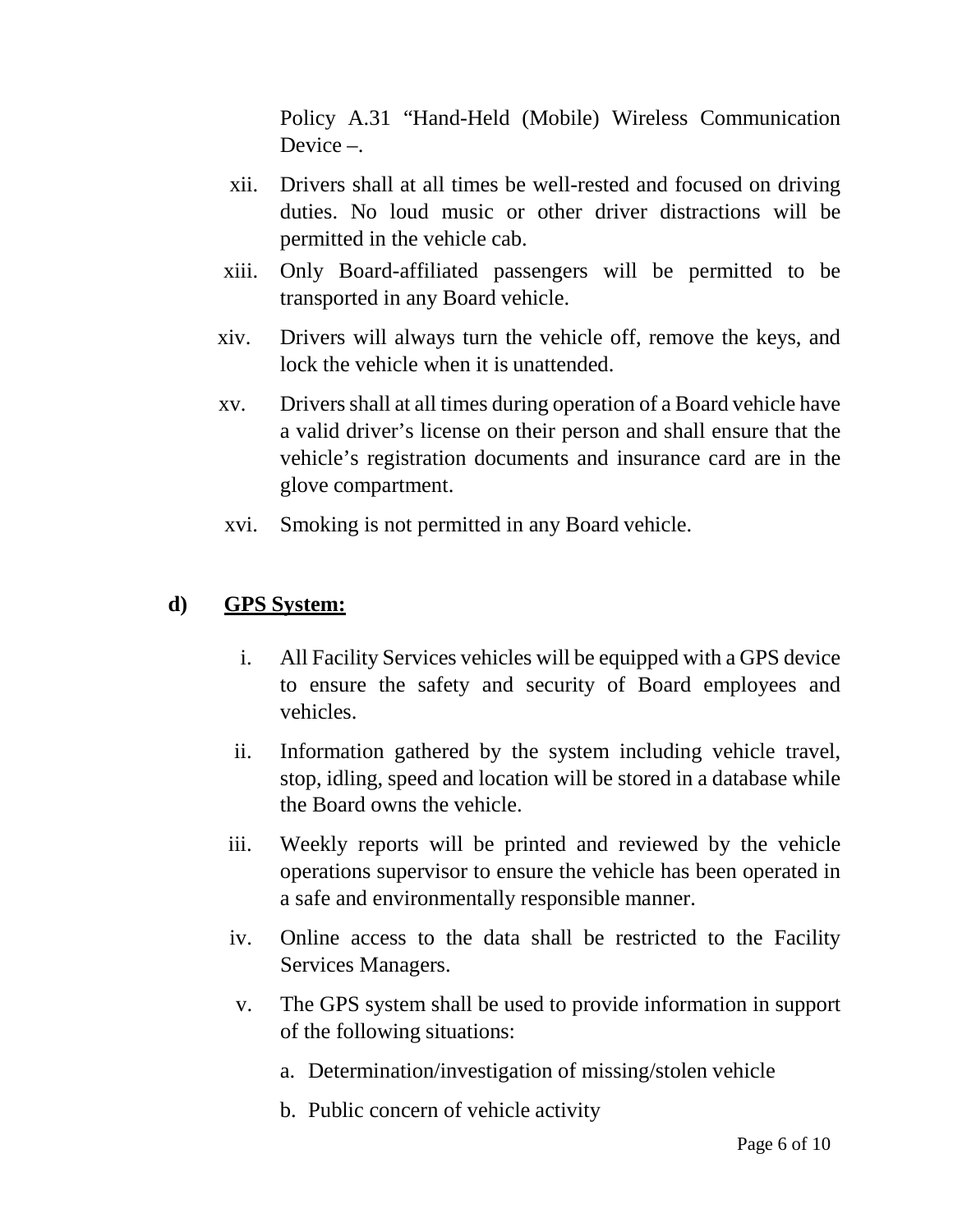Policy A.31 "Hand-Held (Mobile) Wireless Communication Device –.

xii. Drivers shall at all times be well-rested and focused on driving duties. No loud music or other driver distractions will be permitted in the vehicle cab.

xiii. Only Board-affiliated passengers will be permitted to be transported in any Board vehicle.

xiv. Drivers will always turn the vehicle off, remove the keys, and lock the vehicle when it is unattended.

xv. Drivers shall at all times during operation of a Board vehicle have a valid driver's license on their person and shall ensure that the vehicle's registration documents and insurance card are in the glove compartment.

xvi. Smoking is not permitted in any Board vehicle.

**d) <u>GPS System:</u>**

i. All Facility Services vehicles will be equipped with a GPS device to ensure the safety and security of Board employees and vehicles.

ii. Information gathered by the system including vehicle travel, stop, idling, speed and location will be stored in a database while the Board owns the vehicle.

iii. Weekly reports will be printed and reviewed by the vehicle operations supervisor to ensure the vehicle has been operated in a safe and environmentally responsible manner.

iv. Online access to the data shall be restricted to the Facility Services Managers.

v. The GPS system shall be used to provide information in support of the following situations:

a. Determination/investigation of missing/stolen vehicle

b. Public concern of vehicle activity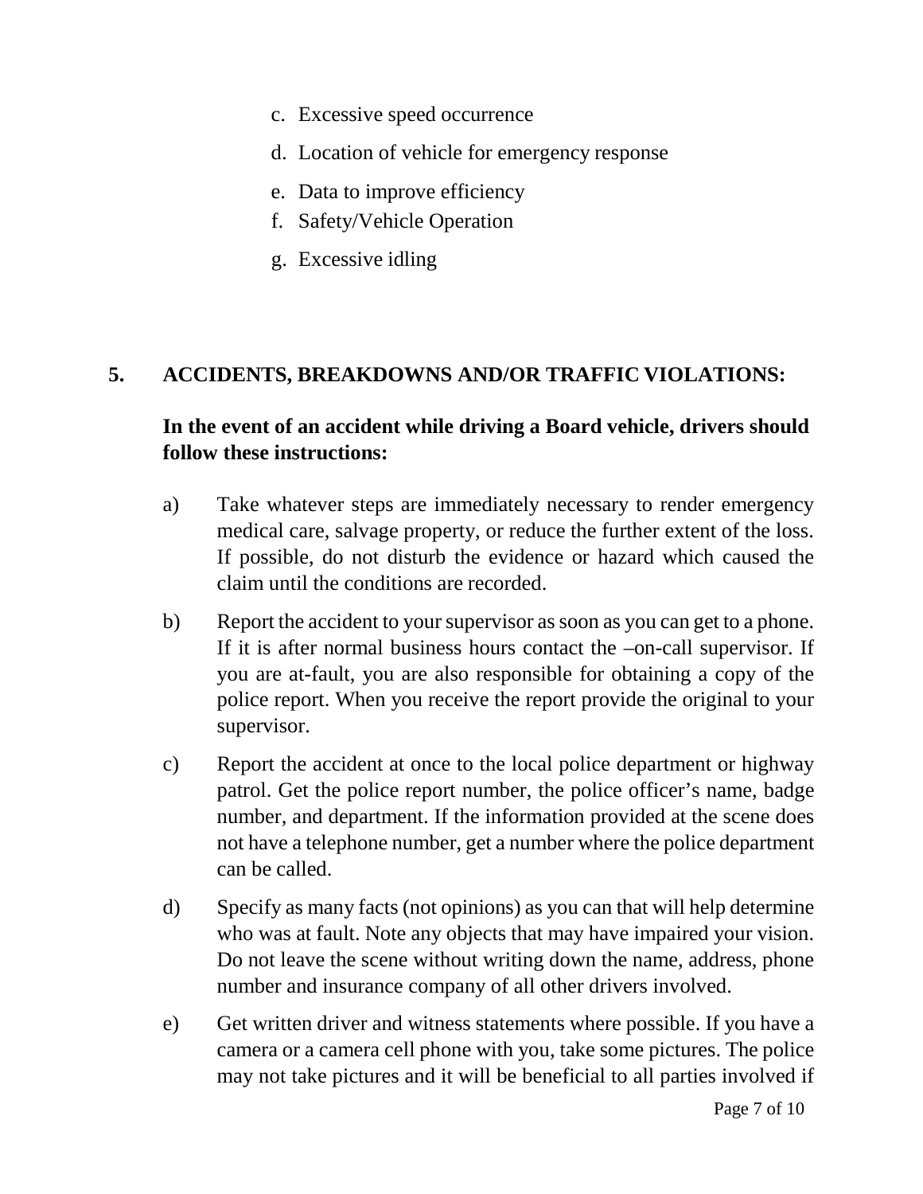c. Excessive speed occurrence

d. Location of vehicle for emergency response

e. Data to improve efficiency

f. Safety/Vehicle Operation

g. Excessive idling

## 5. ACCIDENTS, BREAKDOWNS AND/OR TRAFFIC VIOLATIONS:

**In the event of an accident while driving a Board vehicle, drivers should follow these instructions:**

a) Take whatever steps are immediately necessary to render emergency medical care, salvage property, or reduce the further extent of the loss. If possible, do not disturb the evidence or hazard which caused the claim until the conditions are recorded.

b) Report the accident to your supervisor as soon as you can get to a phone. If it is after normal business hours contact the –on-call supervisor. If you are at-fault, you are also responsible for obtaining a copy of the police report. When you receive the report provide the original to your supervisor.

c) Report the accident at once to the local police department or highway patrol. Get the police report number, the police officer's name, badge number, and department. If the information provided at the scene does not have a telephone number, get a number where the police department can be called.

d) Specify as many facts (not opinions) as you can that will help determine who was at fault. Note any objects that may have impaired your vision. Do not leave the scene without writing down the name, address, phone number and insurance company of all other drivers involved.

e) Get written driver and witness statements where possible. If you have a camera or a camera cell phone with you, take some pictures. The police may not take pictures and it will be beneficial to all parties involved if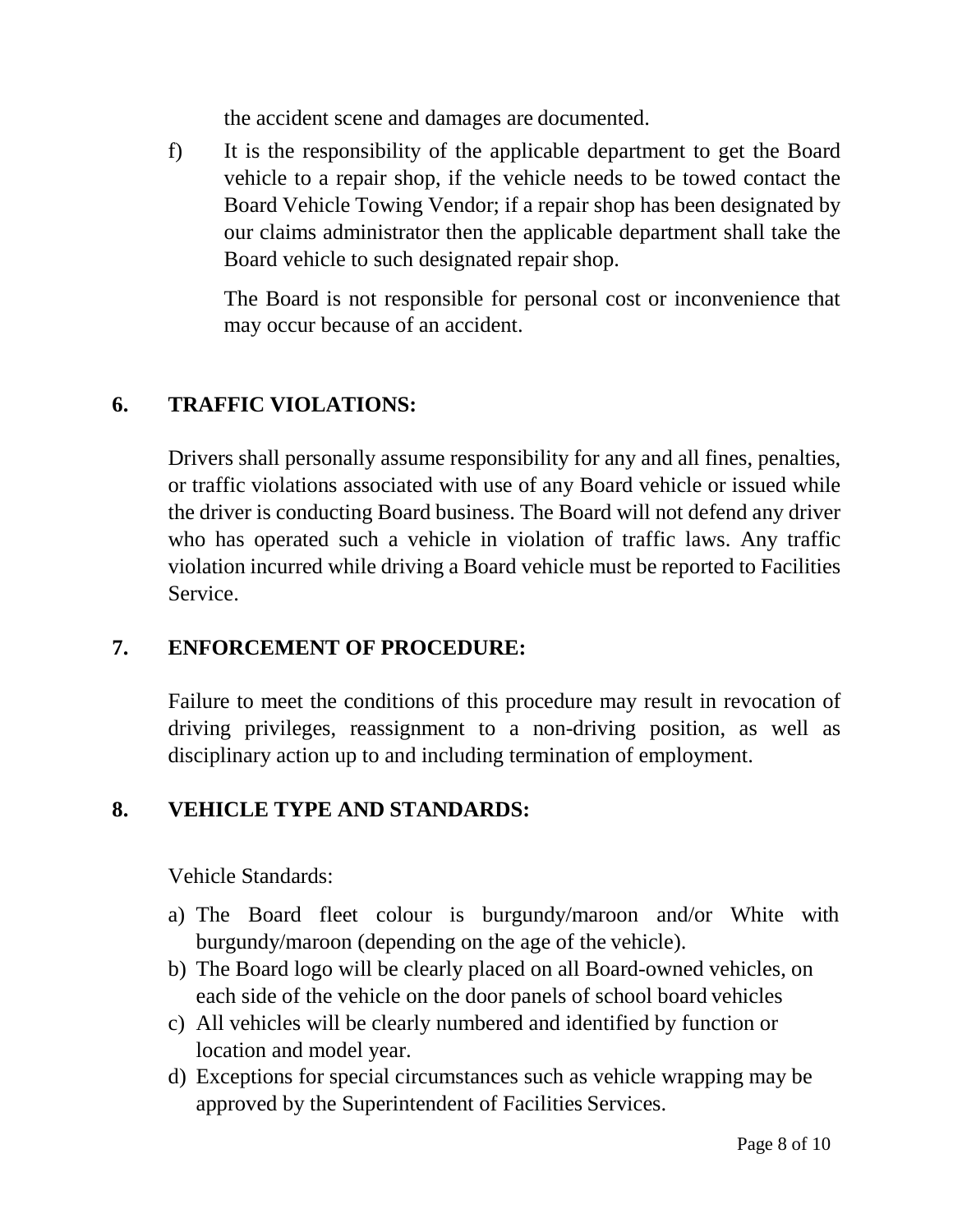the accident scene and damages are documented.

f) It is the responsibility of the applicable department to get the Board vehicle to a repair shop, if the vehicle needs to be towed contact the Board Vehicle Towing Vendor; if a repair shop has been designated by our claims administrator then the applicable department shall take the Board vehicle to such designated repair shop.

   The Board is not responsible for personal cost or inconvenience that may occur because of an accident.

## 6. TRAFFIC VIOLATIONS:

Drivers shall personally assume responsibility for any and all fines, penalties, or traffic violations associated with use of any Board vehicle or issued while the driver is conducting Board business. The Board will not defend any driver who has operated such a vehicle in violation of traffic laws. Any traffic violation incurred while driving a Board vehicle must be reported to Facilities Service.

## 7. ENFORCEMENT OF PROCEDURE:

Failure to meet the conditions of this procedure may result in revocation of driving privileges, reassignment to a non-driving position, as well as disciplinary action up to and including termination of employment.

## 8. VEHICLE TYPE AND STANDARDS:

Vehicle Standards:

a) The Board fleet colour is burgundy/maroon and/or White with burgundy/maroon (depending on the age of the vehicle).
b) The Board logo will be clearly placed on all Board-owned vehicles, on each side of the vehicle on the door panels of school board vehicles
c) All vehicles will be clearly numbered and identified by function or location and model year.
d) Exceptions for special circumstances such as vehicle wrapping may be approved by the Superintendent of Facilities Services.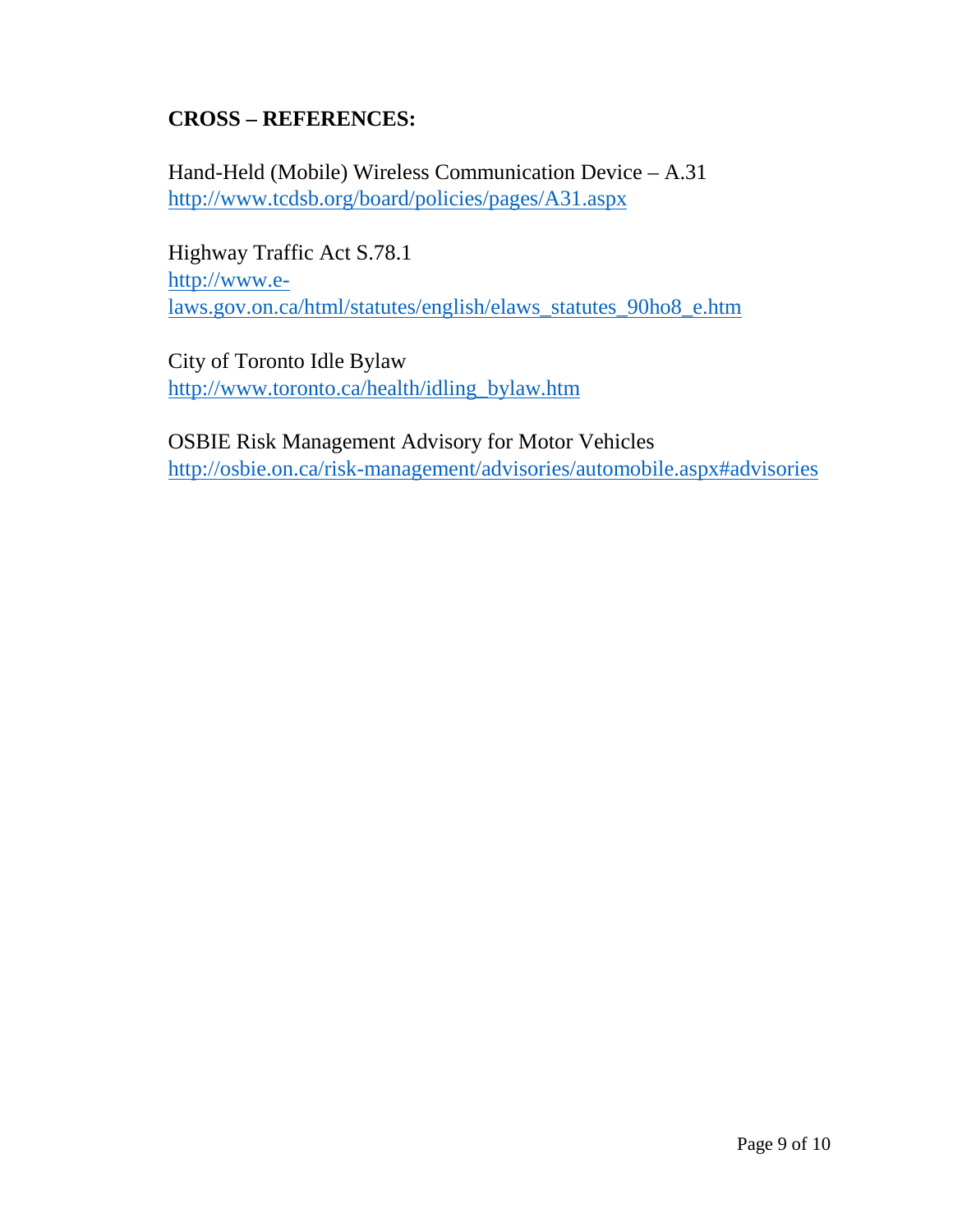**CROSS – REFERENCES:**

Hand-Held (Mobile) Wireless Communication Device – A.31
http://www.tcdsb.org/board/policies/pages/A31.aspx

Highway Traffic Act S.78.1
http://www.e-laws.gov.on.ca/html/statutes/english/elaws_statutes_90ho8_e.htm

City of Toronto Idle Bylaw
http://www.toronto.ca/health/idling_bylaw.htm

OSBIE Risk Management Advisory for Motor Vehicles
http://osbie.on.ca/risk-management/advisories/automobile.aspx#advisories